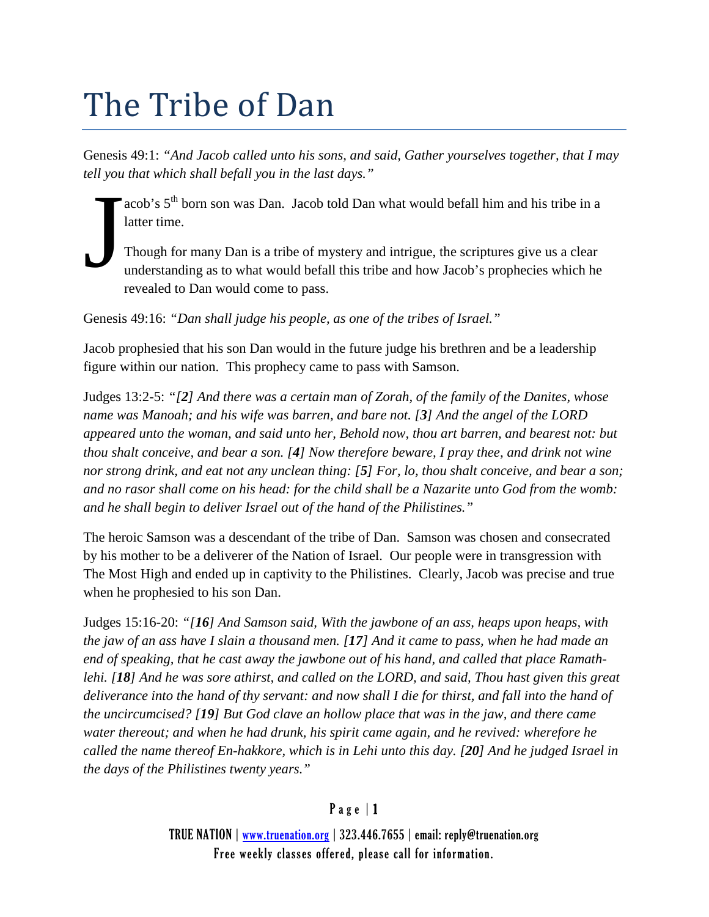# The Tribe of Dan

Genesis 49:1: *"And Jacob called unto his sons, and said, Gather yourselves together, that I may tell you that which shall befall you in the last days."*

Jacob's 5th born son was Dan. Jacob told Dan what would befall him and his tribe in a latter time.

Though for many Dan is a tribe of mystery and intrigue, the scriptures give us a clear understanding as to what would befall this tribe and how Jacob's prophecies which he revealed to Dan would come to pass.

Genesis 49:16: *"Dan shall judge his people, as one of the tribes of Israel."*

Jacob prophesied that his son Dan would in the future judge his brethren and be a leadership figure within our nation. This prophecy came to pass with Samson.

Judges 13:2-5: *"[**2**] And there was a certain man of Zorah, of the family of the Danites, whose name was Manoah; and his wife was barren, and bare not. [**3**] And the angel of the LORD appeared unto the woman, and said unto her, Behold now, thou art barren, and bearest not: but thou shalt conceive, and bear a son. [**4**] Now therefore beware, I pray thee, and drink not wine nor strong drink, and eat not any unclean thing: [**5**] For, lo, thou shalt conceive, and bear a son; and no rasor shall come on his head: for the child shall be a Nazarite unto God from the womb: and he shall begin to deliver Israel out of the hand of the Philistines."*

The heroic Samson was a descendant of the tribe of Dan. Samson was chosen and consecrated by his mother to be a deliverer of the Nation of Israel. Our people were in transgression with The Most High and ended up in captivity to the Philistines. Clearly, Jacob was precise and true when he prophesied to his son Dan.

Judges 15:16-20: *"[**16**] And Samson said, With the jawbone of an ass, heaps upon heaps, with the jaw of an ass have I slain a thousand men. [**17**] And it came to pass, when he had made an end of speaking, that he cast away the jawbone out of his hand, and called that place Ramath-lehi. [**18**] And he was sore athirst, and called on the LORD, and said, Thou hast given this great deliverance into the hand of thy servant: and now shall I die for thirst, and fall into the hand of the uncircumcised? [**19**] But God clave an hollow place that was in the jaw, and there came water thereout; and when he had drunk, his spirit came again, and he revived: wherefore he called the name thereof En-hakkore, which is in Lehi unto this day. [**20**] And he judged Israel in the days of the Philistines twenty years."*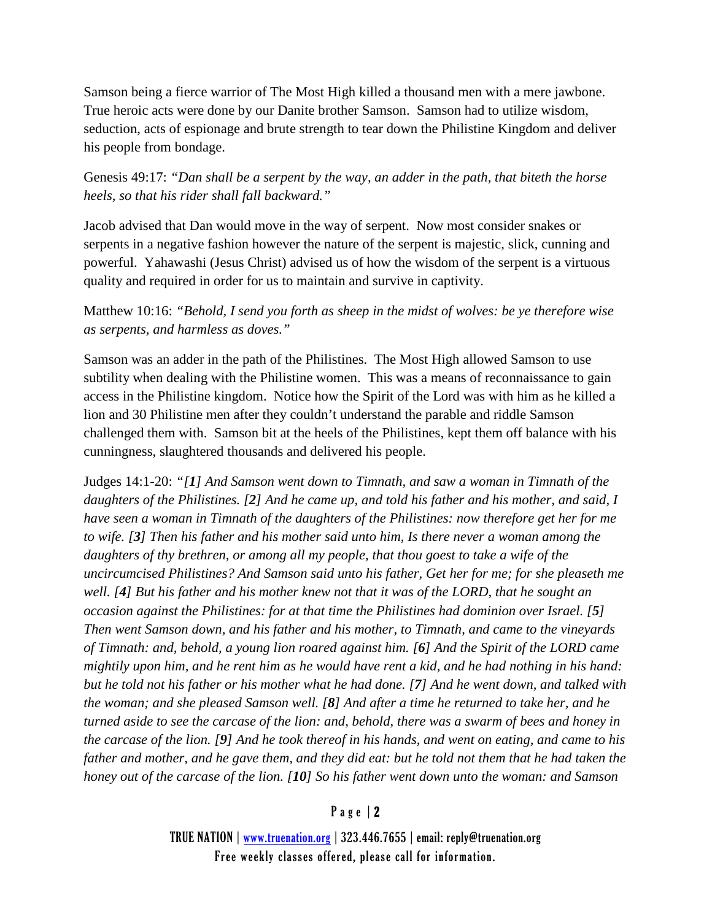Samson being a fierce warrior of The Most High killed a thousand men with a mere jawbone. True heroic acts were done by our Danite brother Samson. Samson had to utilize wisdom, seduction, acts of espionage and brute strength to tear down the Philistine Kingdom and deliver his people from bondage.

Genesis 49:17: *"Dan shall be a serpent by the way, an adder in the path, that biteth the horse heels, so that his rider shall fall backward."*

Jacob advised that Dan would move in the way of serpent. Now most consider snakes or serpents in a negative fashion however the nature of the serpent is majestic, slick, cunning and powerful. Yahawashi (Jesus Christ) advised us of how the wisdom of the serpent is a virtuous quality and required in order for us to maintain and survive in captivity.

Matthew 10:16: *"Behold, I send you forth as sheep in the midst of wolves: be ye therefore wise as serpents, and harmless as doves."*

Samson was an adder in the path of the Philistines. The Most High allowed Samson to use subtility when dealing with the Philistine women. This was a means of reconnaissance to gain access in the Philistine kingdom. Notice how the Spirit of the Lord was with him as he killed a lion and 30 Philistine men after they couldn't understand the parable and riddle Samson challenged them with. Samson bit at the heels of the Philistines, kept them off balance with his cunningness, slaughtered thousands and delivered his people.

Judges 14:1-20: *"[**1**] And Samson went down to Timnath, and saw a woman in Timnath of the daughters of the Philistines. [**2**] And he came up, and told his father and his mother, and said, I have seen a woman in Timnath of the daughters of the Philistines: now therefore get her for me to wife. [3] Then his father and his mother said unto him, Is there never a woman among the daughters of thy brethren, or among all my people, that thou goest to take a wife of the uncircumcised Philistines? And Samson said unto his father, Get her for me; for she pleaseth me well. [**4**] But his father and his mother knew not that it was of the LORD, that he sought an occasion against the Philistines: for at that time the Philistines had dominion over Israel. [**5**] Then went Samson down, and his father and his mother, to Timnath, and came to the vineyards of Timnath: and, behold, a young lion roared against him. [**6**] And the Spirit of the LORD came mightily upon him, and he rent him as he would have rent a kid, and he had nothing in his hand: but he told not his father or his mother what he had done. [**7**] And he went down, and talked with the woman; and she pleased Samson well. [**8**] And after a time he returned to take her, and he turned aside to see the carcase of the lion: and, behold, there was a swarm of bees and honey in the carcase of the lion. [**9**] And he took thereof in his hands, and went on eating, and came to his father and mother, and he gave them, and they did eat: but he told not them that he had taken the honey out of the carcase of the lion. [**10**] So his father went down unto the woman: and Samson*

TRUE NATION | www.truenation.org | 323.446.7655 | email: reply@truenation.org
Free weekly classes offered, please call for information.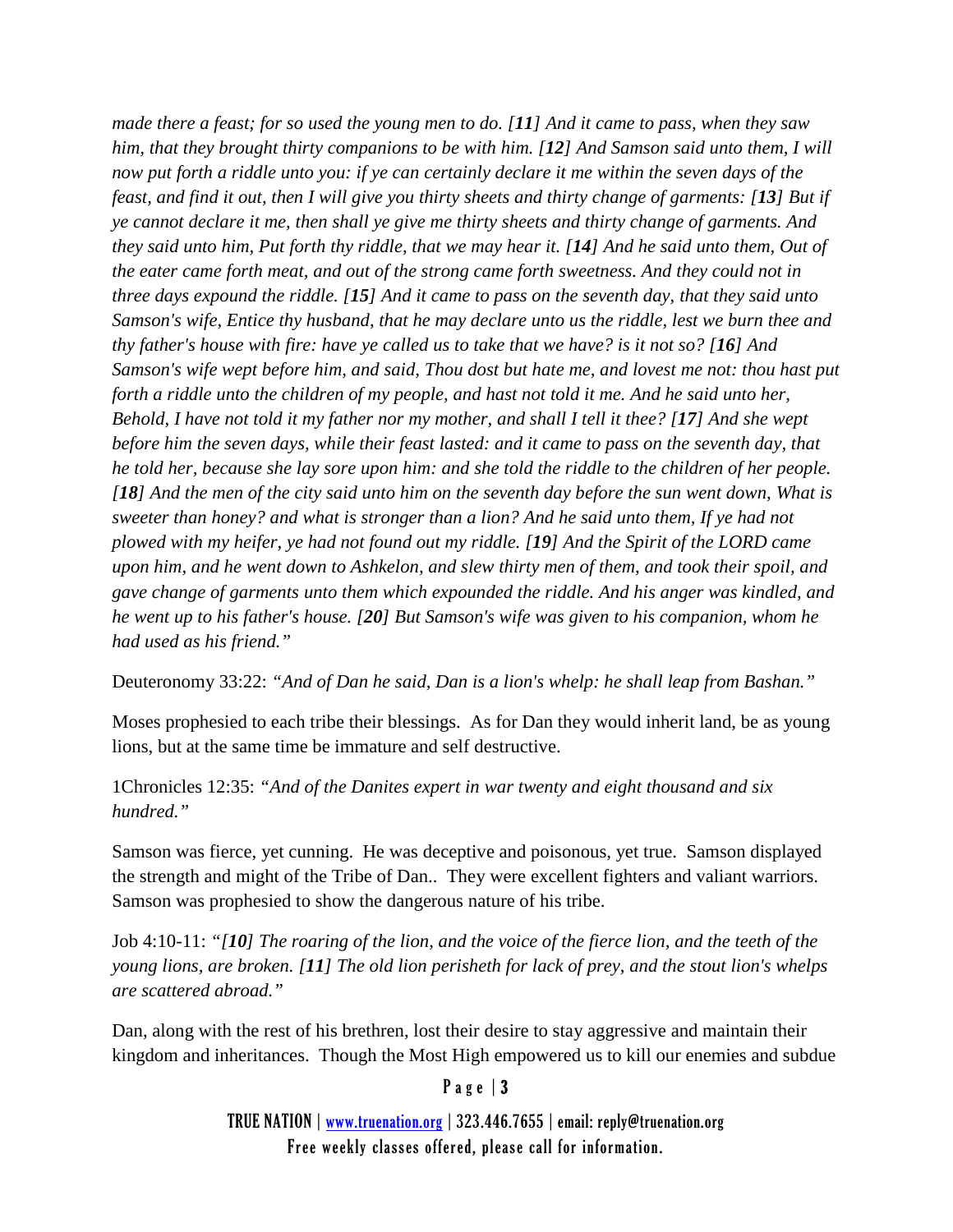*made there a feast; for so used the young men to do. [**11**] And it came to pass, when they saw him, that they brought thirty companions to be with him. [**12**] And Samson said unto them, I will now put forth a riddle unto you: if ye can certainly declare it me within the seven days of the feast, and find it out, then I will give you thirty sheets and thirty change of garments: [**13**] But if ye cannot declare it me, then shall ye give me thirty sheets and thirty change of garments. And they said unto him, Put forth thy riddle, that we may hear it. [**14**] And he said unto them, Out of the eater came forth meat, and out of the strong came forth sweetness. And they could not in three days expound the riddle. [**15**] And it came to pass on the seventh day, that they said unto Samson's wife, Entice thy husband, that he may declare unto us the riddle, lest we burn thee and thy father's house with fire: have ye called us to take that we have? is it not so? [**16**] And Samson's wife wept before him, and said, Thou dost but hate me, and lovest me not: thou hast put forth a riddle unto the children of my people, and hast not told it me. And he said unto her, Behold, I have not told it my father nor my mother, and shall I tell it thee? [**17**] And she wept before him the seven days, while their feast lasted: and it came to pass on the seventh day, that he told her, because she lay sore upon him: and she told the riddle to the children of her people. [**18**] And the men of the city said unto him on the seventh day before the sun went down, What is sweeter than honey? and what is stronger than a lion? And he said unto them, If ye had not plowed with my heifer, ye had not found out my riddle. [**19**] And the Spirit of the LORD came upon him, and he went down to Ashkelon, and slew thirty men of them, and took their spoil, and gave change of garments unto them which expounded the riddle. And his anger was kindled, and he went up to his father's house. [**20**] But Samson's wife was given to his companion, whom he had used as his friend."*

Deuteronomy 33:22: *"And of Dan he said, Dan is a lion's whelp: he shall leap from Bashan."*

Moses prophesied to each tribe their blessings. As for Dan they would inherit land, be as young lions, but at the same time be immature and self destructive.

1Chronicles 12:35: *"And of the Danites expert in war twenty and eight thousand and six hundred."*

Samson was fierce, yet cunning. He was deceptive and poisonous, yet true. Samson displayed the strength and might of the Tribe of Dan.. They were excellent fighters and valiant warriors. Samson was prophesied to show the dangerous nature of his tribe.

Job 4:10-11: *"[**10**] The roaring of the lion, and the voice of the fierce lion, and the teeth of the young lions, are broken. [**11**] The old lion perisheth for lack of prey, and the stout lion's whelps are scattered abroad."*

Dan, along with the rest of his brethren, lost their desire to stay aggressive and maintain their kingdom and inheritances. Though the Most High empowered us to kill our enemies and subdue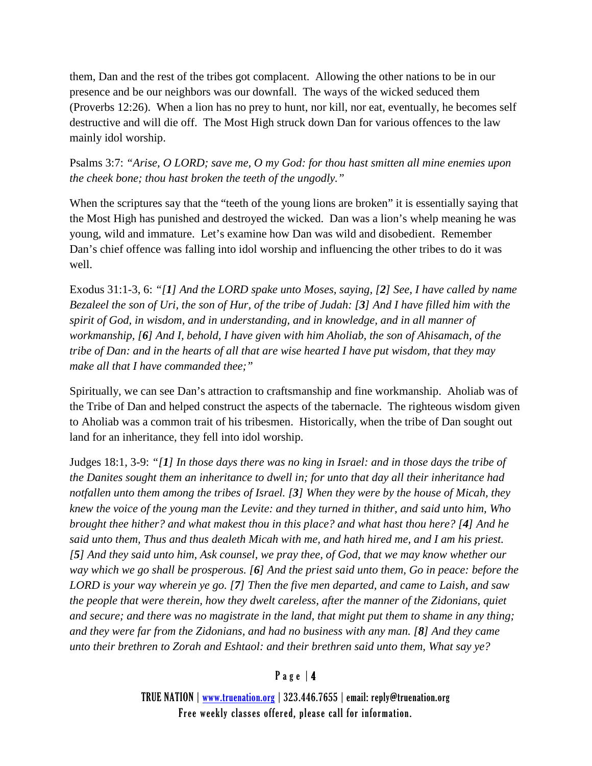them, Dan and the rest of the tribes got complacent. Allowing the other nations to be in our presence and be our neighbors was our downfall. The ways of the wicked seduced them (Proverbs 12:26). When a lion has no prey to hunt, nor kill, nor eat, eventually, he becomes self destructive and will die off. The Most High struck down Dan for various offences to the law mainly idol worship.

Psalms 3:7: *"Arise, O LORD; save me, O my God: for thou hast smitten all mine enemies upon the cheek bone; thou hast broken the teeth of the ungodly."*

When the scriptures say that the "teeth of the young lions are broken" it is essentially saying that the Most High has punished and destroyed the wicked. Dan was a lion's whelp meaning he was young, wild and immature. Let's examine how Dan was wild and disobedient. Remember Dan's chief offence was falling into idol worship and influencing the other tribes to do it was well.

Exodus 31:1-3, 6: *"[**1**] And the LORD spake unto Moses, saying, [**2**] See, I have called by name Bezaleel the son of Uri, the son of Hur, of the tribe of Judah: [**3**] And I have filled him with the spirit of God, in wisdom, and in understanding, and in knowledge, and in all manner of workmanship, [**6**] And I, behold, I have given with him Aholiab, the son of Ahisamach, of the tribe of Dan: and in the hearts of all that are wise hearted I have put wisdom, that they may make all that I have commanded thee;"*

Spiritually, we can see Dan's attraction to craftsmanship and fine workmanship. Aholiab was of the Tribe of Dan and helped construct the aspects of the tabernacle. The righteous wisdom given to Aholiab was a common trait of his tribesmen. Historically, when the tribe of Dan sought out land for an inheritance, they fell into idol worship.

Judges 18:1, 3-9: *"[**1**] In those days there was no king in Israel: and in those days the tribe of the Danites sought them an inheritance to dwell in; for unto that day all their inheritance had notfallen unto them among the tribes of Israel. [**3**] When they were by the house of Micah, they knew the voice of the young man the Levite: and they turned in thither, and said unto him, Who brought thee hither? and what makest thou in this place? and what hast thou here? [**4**] And he said unto them, Thus and thus dealeth Micah with me, and hath hired me, and I am his priest. [**5**] And they said unto him, Ask counsel, we pray thee, of God, that we may know whether our way which we go shall be prosperous. [**6**] And the priest said unto them, Go in peace: before the LORD is your way wherein ye go. [**7**] Then the five men departed, and came to Laish, and saw the people that were therein, how they dwelt careless, after the manner of the Zidonians, quiet and secure; and there was no magistrate in the land, that might put them to shame in any thing; and they were far from the Zidonians, and had no business with any man. [**8**] And they came unto their brethren to Zorah and Eshtaol: and their brethren said unto them, What say ye?*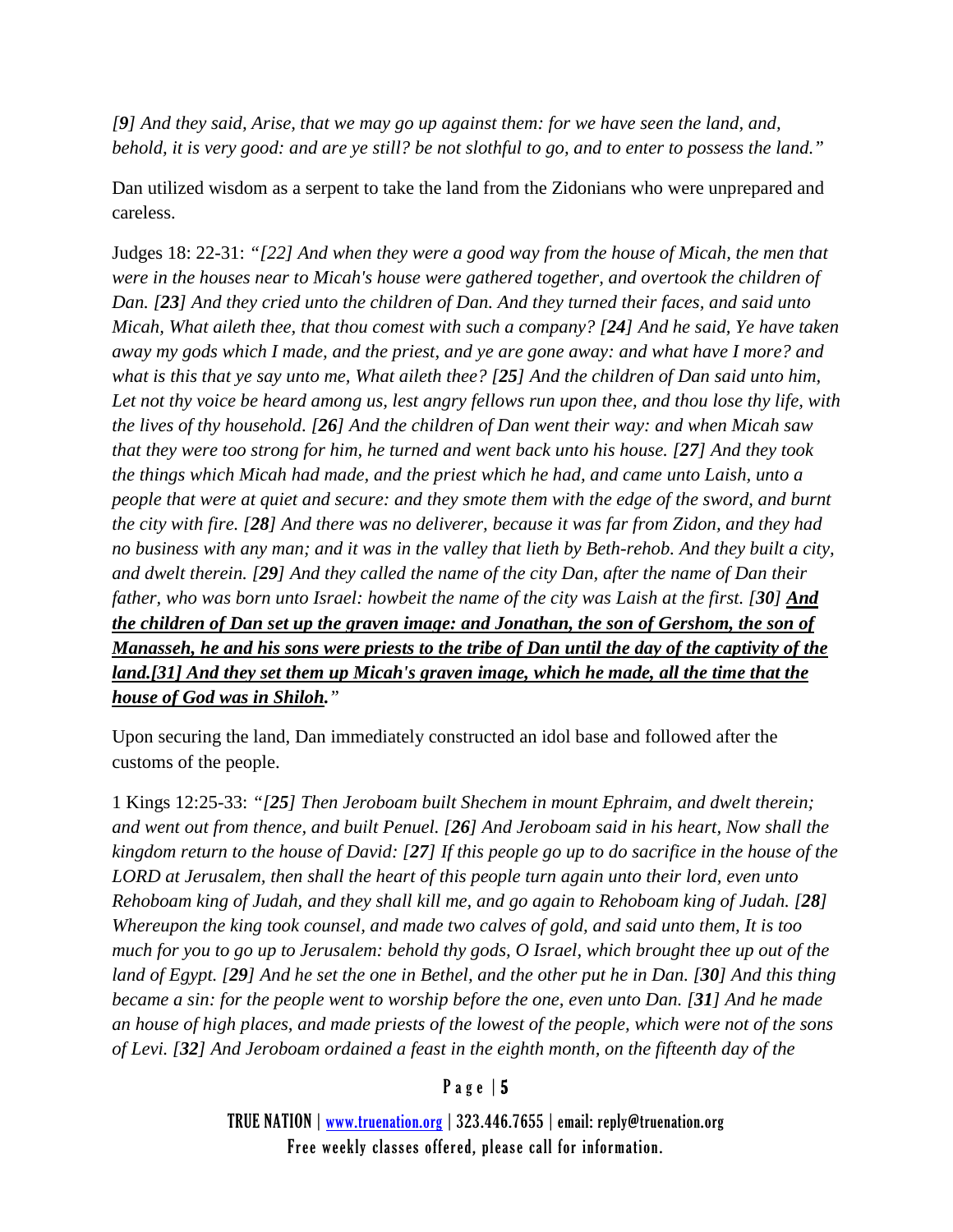*[9] And they said, Arise, that we may go up against them: for we have seen the land, and, behold, it is very good: and are ye still? be not slothful to go, and to enter to possess the land."*

Dan utilized wisdom as a serpent to take the land from the Zidonians who were unprepared and careless.

Judges 18: 22-31: *"[22] And when they were a good way from the house of Micah, the men that were in the houses near to Micah's house were gathered together, and overtook the children of Dan. [**23**] And they cried unto the children of Dan. And they turned their faces, and said unto Micah, What aileth thee, that thou comest with such a company? [**24**] And he said, Ye have taken away my gods which I made, and the priest, and ye are gone away: and what have I more? and what is this that ye say unto me, What aileth thee? [**25**] And the children of Dan said unto him, Let not thy voice be heard among us, lest angry fellows run upon thee, and thou lose thy life, with the lives of thy household. [**26**] And the children of Dan went their way: and when Micah saw that they were too strong for him, he turned and went back unto his house. [**27**] And they took the things which Micah had made, and the priest which he had, and came unto Laish, unto a people that were at quiet and secure: and they smote them with the edge of the sword, and burnt the city with fire. [**28**] And there was no deliverer, because it was far from Zidon, and they had no business with any man; and it was in the valley that lieth by Beth-rehob. And they built a city, and dwelt therein. [**29**] And they called the name of the city Dan, after the name of Dan their father, who was born unto Israel: howbeit the name of the city was Laish at the first. [**30**] <u>**And the children of Dan set up the graven image: and Jonathan, the son of Gershom, the son of Manasseh, he and his sons were priests to the tribe of Dan until the day of the captivity of the land.[31] And they set them up Micah's graven image, which he made, all the time that the house of God was in Shiloh.**</u>"*

Upon securing the land, Dan immediately constructed an idol base and followed after the customs of the people.

1 Kings 12:25-33: *"[**25**] Then Jeroboam built Shechem in mount Ephraim, and dwelt therein; and went out from thence, and built Penuel. [**26**] And Jeroboam said in his heart, Now shall the kingdom return to the house of David: [**27**] If this people go up to do sacrifice in the house of the LORD at Jerusalem, then shall the heart of this people turn again unto their lord, even unto Rehoboam king of Judah, and they shall kill me, and go again to Rehoboam king of Judah. [**28**] Whereupon the king took counsel, and made two calves of gold, and said unto them, It is too much for you to go up to Jerusalem: behold thy gods, O Israel, which brought thee up out of the land of Egypt. [**29**] And he set the one in Bethel, and the other put he in Dan. [**30**] And this thing became a sin: for the people went to worship before the one, even unto Dan. [**31**] And he made an house of high places, and made priests of the lowest of the people, which were not of the sons of Levi. [**32**] And Jeroboam ordained a feast in the eighth month, on the fifteenth day of the*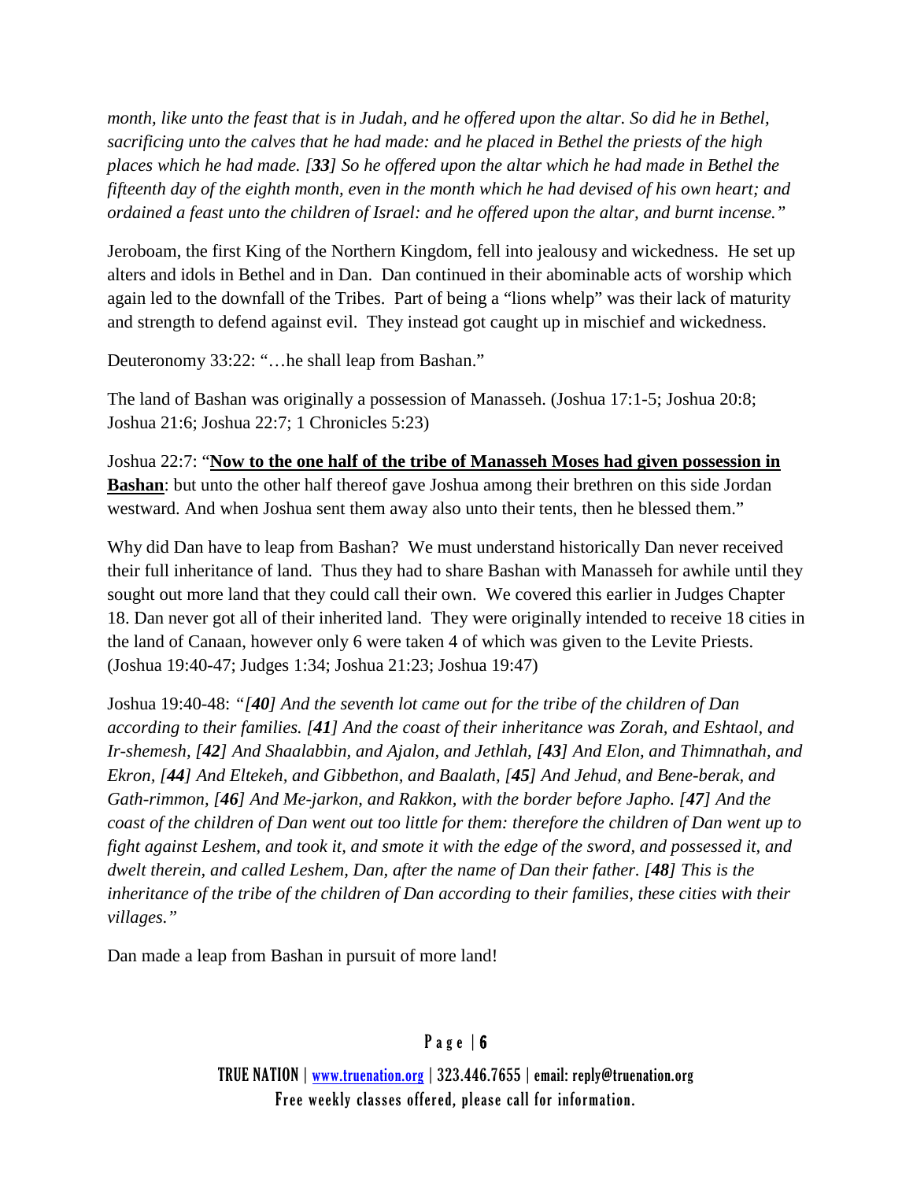*month, like unto the feast that is in Judah, and he offered upon the altar. So did he in Bethel, sacrificing unto the calves that he had made: and he placed in Bethel the priests of the high places which he had made. [**33**] So he offered upon the altar which he had made in Bethel the fifteenth day of the eighth month, even in the month which he had devised of his own heart; and ordained a feast unto the children of Israel: and he offered upon the altar, and burnt incense."*

Jeroboam, the first King of the Northern Kingdom, fell into jealousy and wickedness. He set up alters and idols in Bethel and in Dan. Dan continued in their abominable acts of worship which again led to the downfall of the Tribes. Part of being a "lions whelp" was their lack of maturity and strength to defend against evil. They instead got caught up in mischief and wickedness.

Deuteronomy 33:22: "…he shall leap from Bashan."

The land of Bashan was originally a possession of Manasseh. (Joshua 17:1-5; Joshua 20:8; Joshua 21:6; Joshua 22:7; 1 Chronicles 5:23)

Joshua 22:7: "**Now to the one half of the tribe of Manasseh Moses had given possession in Bashan**: but unto the other half thereof gave Joshua among their brethren on this side Jordan westward. And when Joshua sent them away also unto their tents, then he blessed them."

Why did Dan have to leap from Bashan? We must understand historically Dan never received their full inheritance of land. Thus they had to share Bashan with Manasseh for awhile until they sought out more land that they could call their own. We covered this earlier in Judges Chapter 18. Dan never got all of their inherited land. They were originally intended to receive 18 cities in the land of Canaan, however only 6 were taken 4 of which was given to the Levite Priests. (Joshua 19:40-47; Judges 1:34; Joshua 21:23; Joshua 19:47)

Joshua 19:40-48: *"[**40**] And the seventh lot came out for the tribe of the children of Dan according to their families. [**41**] And the coast of their inheritance was Zorah, and Eshtaol, and Ir-shemesh, [**42**] And Shaalabbin, and Ajalon, and Jethlah, [**43**] And Elon, and Thimnathah, and Ekron, [**44**] And Eltekeh, and Gibbethon, and Baalath, [**45**] And Jehud, and Bene-berak, and Gath-rimmon, [**46**] And Me-jarkon, and Rakkon, with the border before Japho. [**47**] And the coast of the children of Dan went out too little for them: therefore the children of Dan went up to fight against Leshem, and took it, and smote it with the edge of the sword, and possessed it, and dwelt therein, and called Leshem, Dan, after the name of Dan their father. [**48**] This is the inheritance of the tribe of the children of Dan according to their families, these cities with their villages."*

Dan made a leap from Bashan in pursuit of more land!

TRUE NATION | www.truenation.org | 323.446.7655 | email: reply@truenation.org
Free weekly classes offered, please call for information.